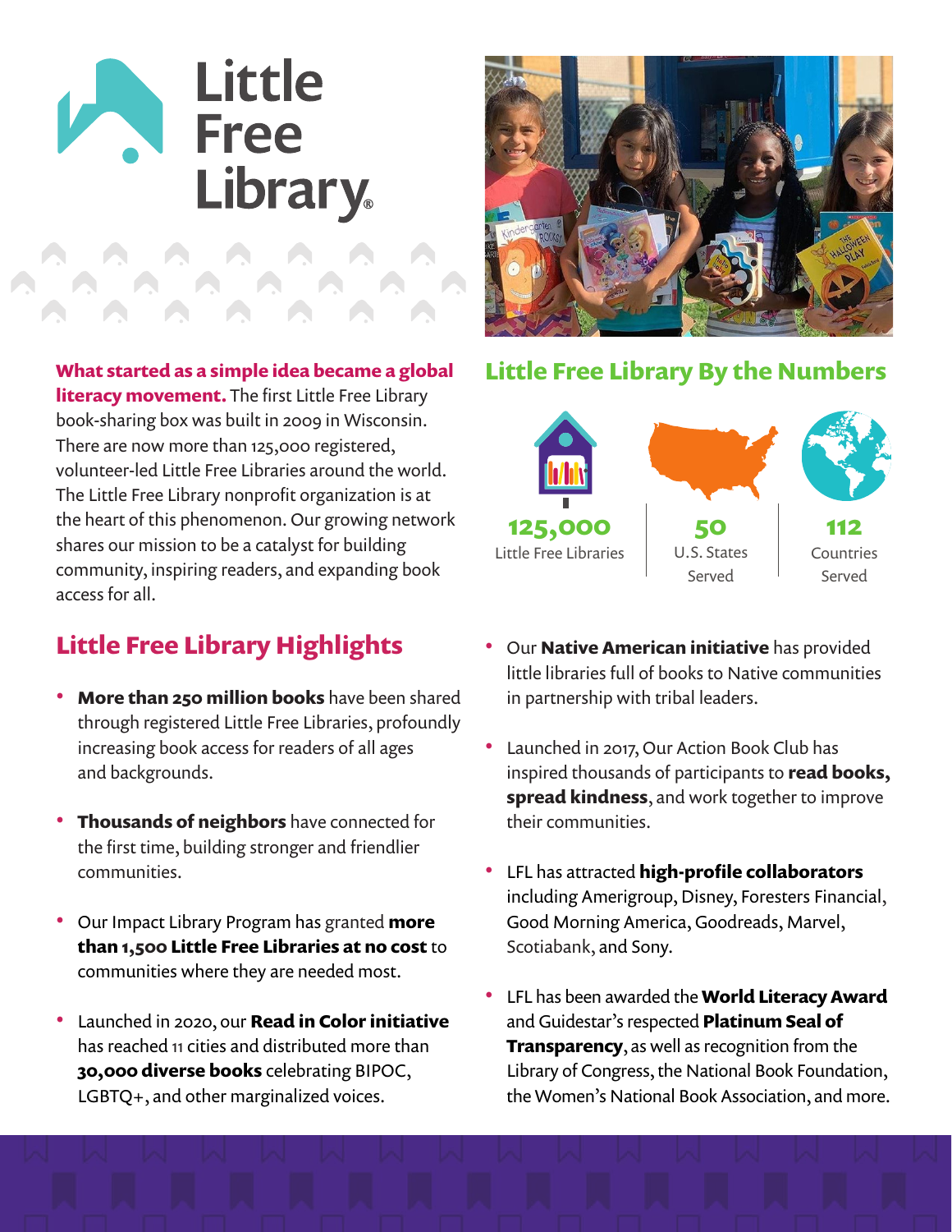# Little Free Library

**What started as a simple idea became a global literacy movement.** The first Little Free Library book-sharing box was built in 2009 in Wisconsin. There are now more than 125,000 registered, volunteer-led Little Free Libraries around the world. The Little Free Library nonprofit organization is at the heart of this phenomenon. Our growing network shares our mission to be a catalyst for building community, inspiring readers, and expanding book access for all.

## Little Free Library By the Numbers

**125,000**
Little Free Libraries

**50**
U.S. States Served

**112**
Countries Served

## Little Free Library Highlights

- **More than 250 million books** have been shared through registered Little Free Libraries, profoundly increasing book access for readers of all ages and backgrounds.
- **Thousands of neighbors** have connected for the first time, building stronger and friendlier communities.
- Our Impact Library Program has granted **more than 1,500 Little Free Libraries at no cost** to communities where they are needed most.
- Launched in 2020, our **Read in Color initiative** has reached 11 cities and distributed more than **30,000 diverse books** celebrating BIPOC, LGBTQ+, and other marginalized voices.
- Our **Native American initiative** has provided little libraries full of books to Native communities in partnership with tribal leaders.
- Launched in 2017, Our Action Book Club has inspired thousands of participants to **read books, spread kindness**, and work together to improve their communities.
- LFL has attracted **high-profile collaborators** including Amerigroup, Disney, Foresters Financial, Good Morning America, Goodreads, Marvel, Scotiabank, and Sony.
- LFL has been awarded the **World Literacy Award** and Guidestar's respected **Platinum Seal of Transparency**, as well as recognition from the Library of Congress, the National Book Foundation, the Women's National Book Association, and more.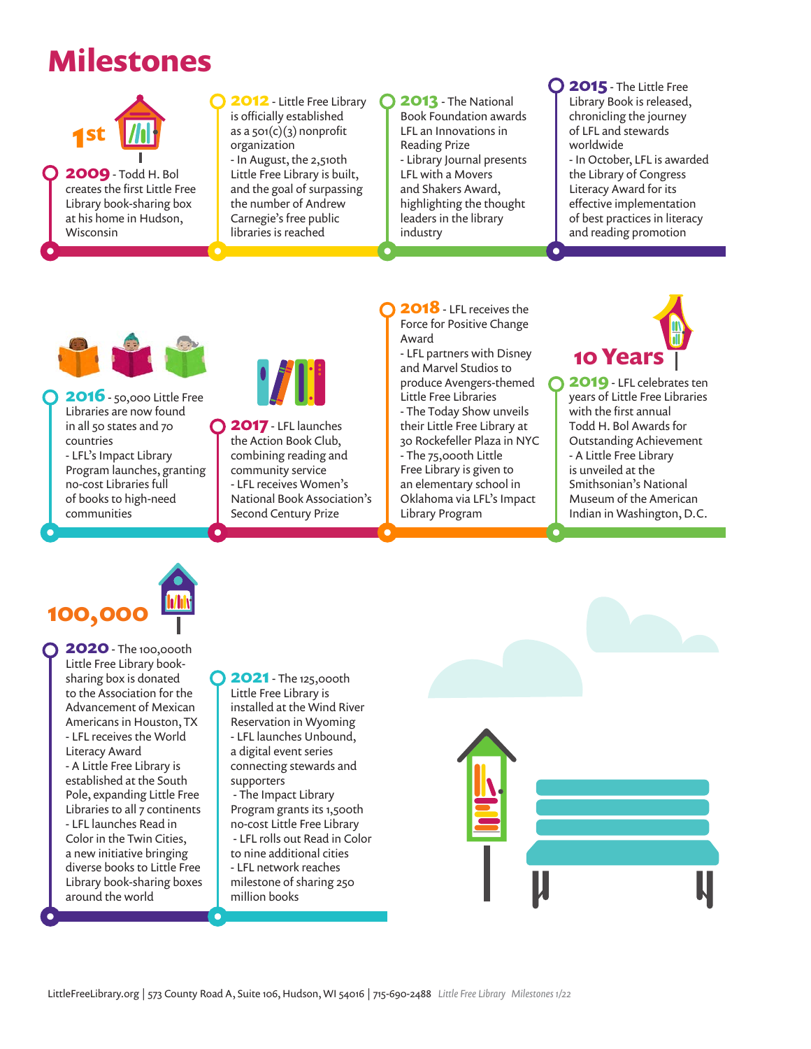# Milestones

1st

**2009** - Todd H. Bol creates the first Little Free Library book-sharing box at his home in Hudson, Wisconsin

**2012** - Little Free Library is officially established as a 501(c)(3) nonprofit organization
- In August, the 2,510th Little Free Library is built, and the goal of surpassing the number of Andrew Carnegie's free public libraries is reached

**2013** - The National Book Foundation awards LFL an Innovations in Reading Prize
- Library Journal presents LFL with a Movers and Shakers Award, highlighting the thought leaders in the library industry

**2015** - The Little Free Library Book is released, chronicling the journey of LFL and stewards worldwide
- In October, LFL is awarded the Library of Congress Literacy Award for its effective implementation of best practices in literacy and reading promotion

**2016** - 50,000 Little Free Libraries are now found in all 50 states and 70 countries
- LFL's Impact Library Program launches, granting no-cost Libraries full of books to high-need communities

**2017** - LFL launches the Action Book Club, combining reading and community service
- LFL receives Women's National Book Association's Second Century Prize

**2018** - LFL receives the Force for Positive Change Award
- LFL partners with Disney and Marvel Studios to produce Avengers-themed Little Free Libraries
- The Today Show unveils their Little Free Library at 30 Rockefeller Plaza in NYC
- The 75,000th Little Free Library is given to an elementary school in Oklahoma via LFL's Impact Library Program

10 Years

**2019** - LFL celebrates ten years of Little Free Libraries with the first annual Todd H. Bol Awards for Outstanding Achievement
- A Little Free Library is unveiled at the Smithsonian's National Museum of the American Indian in Washington, D.C.

100,000

**2020** - The 100,000th Little Free Library book-sharing box is donated to the Association for the Advancement of Mexican Americans in Houston, TX
- LFL receives the World Literacy Award
- A Little Free Library is established at the South Pole, expanding Little Free Libraries to all 7 continents
- LFL launches Read in Color in the Twin Cities, a new initiative bringing diverse books to Little Free Library book-sharing boxes around the world

**2021** - The 125,000th Little Free Library is installed at the Wind River Reservation in Wyoming
- LFL launches Unbound, a digital event series connecting stewards and supporters
- The Impact Library Program grants its 1,500th no-cost Little Free Library
- LFL rolls out Read in Color to nine additional cities
- LFL network reaches milestone of sharing 250 million books

LittleFreeLibrary.org | 573 County Road A, Suite 106, Hudson, WI 54016 | 715-690-2488 *Little Free Library Milestones 1/22*